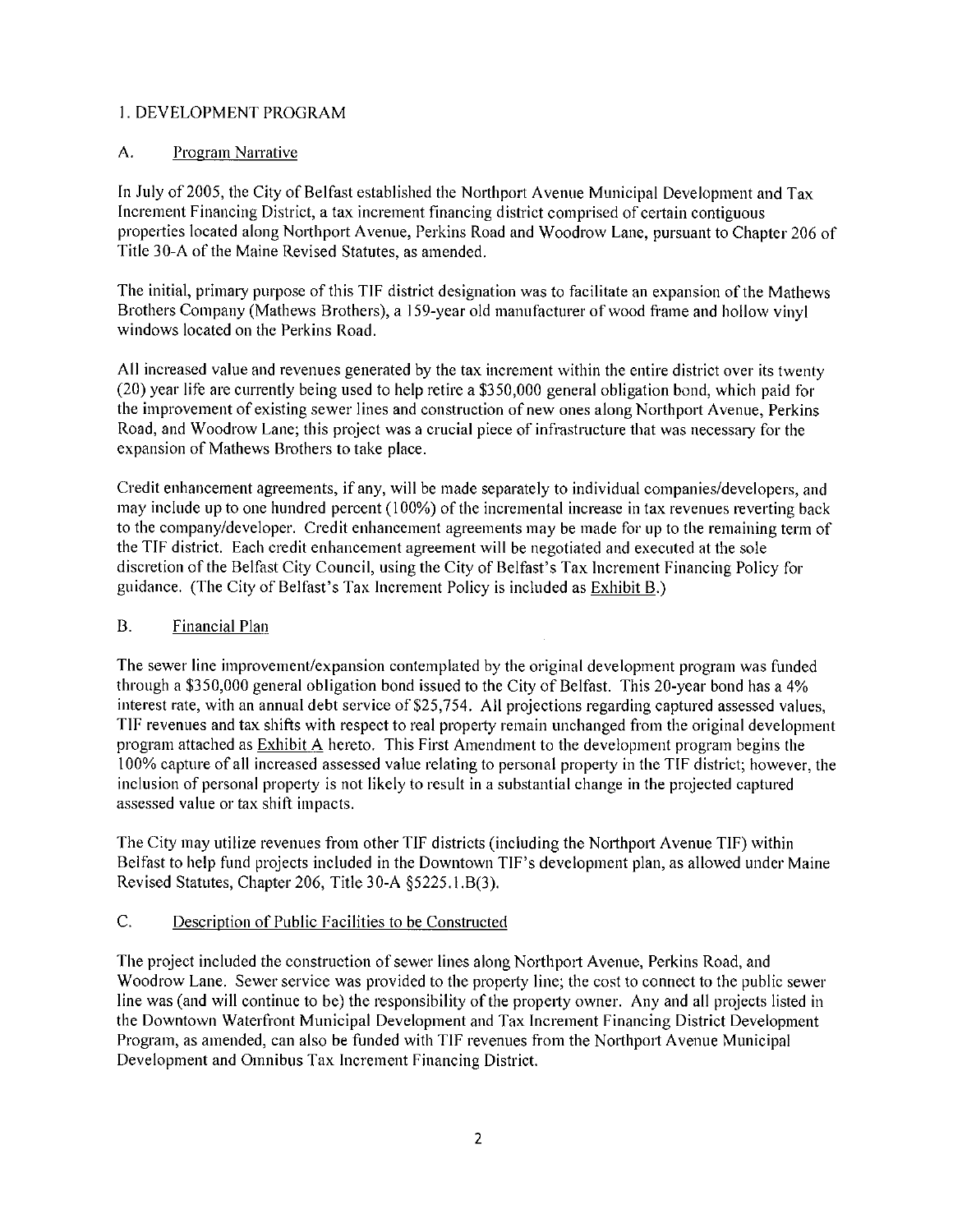## 1. DEVELOPMENT PROGRAM

### A. Program Narrative

In July of 2005, the City of Belfast established the Northport Avenue Municipal Development and Tax Increment Financing District, a tax increment financing district comprised of certain contiguous properties located along Northport Avenue, Perkins Road and Woodrow Lane, pursuant to Chapter 206 of Title 30-A of the Maine Revised Statutes, as amended.

The initial, primary purpose of this TIF district designation was to facilitate an expansion of the Mathews Brothers Company (Mathews Brothers), a 159-year old manufacturer of wood frame and hollow vinyl windows located on the Perkins Road.

All increased value and revenues generated by the tax increment within the entire district over its twenty (20) year life are currently being used to help retire a $350,000 general obligation bond, which paid for the improvement of existing sewer lines and construction of new ones along Northport Avenue, Perkins Road, and Woodrow Lane; this project was a crucial piece of infrastructure that was necessary for the expansion of Mathews Brothers to take place.

Credit enhancement agreements, if any, will be made separately to individual companies/developers, and may include up to one hundred percent (100%) of the incremental increase in tax revenues reverting back to the company/developer. Credit enhancement agreements may be made for up to the remaining term of the TIF district. Each credit enhancement agreement will be negotiated and executed at the sole discretion of the Belfast City Council, using the City of Belfast's Tax Increment Financing Policy for guidance. (The City of Belfast's Tax Increment Policy is included as Exhibit B.)

### B. Financial Plan

The sewer line improvement/expansion contemplated by the original development program was funded through a $350,000 general obligation bond issued to the City of Belfast. This 20-year bond has a 4% interest rate, with an annual debt service of $25,754. All projections regarding captured assessed values, TIF revenues and tax shifts with respect to real property remain unchanged from the original development program attached as Exhibit A hereto. This First Amendment to the development program begins the 100% capture of all increased assessed value relating to personal property in the TIF district; however, the inclusion of personal property is not likely to result in a substantial change in the projected captured assessed value or tax shift impacts.

The City may utilize revenues from other TIF districts (including the Northport Avenue TIF) within Belfast to help fund projects included in the Downtown TIF's development plan, as allowed under Maine Revised Statutes, Chapter 206, Title 30-A §5225.1.B(3).

### C. Description of Public Facilities to be Constructed

The project included the construction of sewer lines along Northport Avenue, Perkins Road, and Woodrow Lane. Sewer service was provided to the property line; the cost to connect to the public sewer line was (and will continue to be) the responsibility of the property owner. Any and all projects listed in the Downtown Waterfront Municipal Development and Tax Increment Financing District Development Program, as amended, can also be funded with TIF revenues from the Northport Avenue Municipal Development and Omnibus Tax Increment Financing District.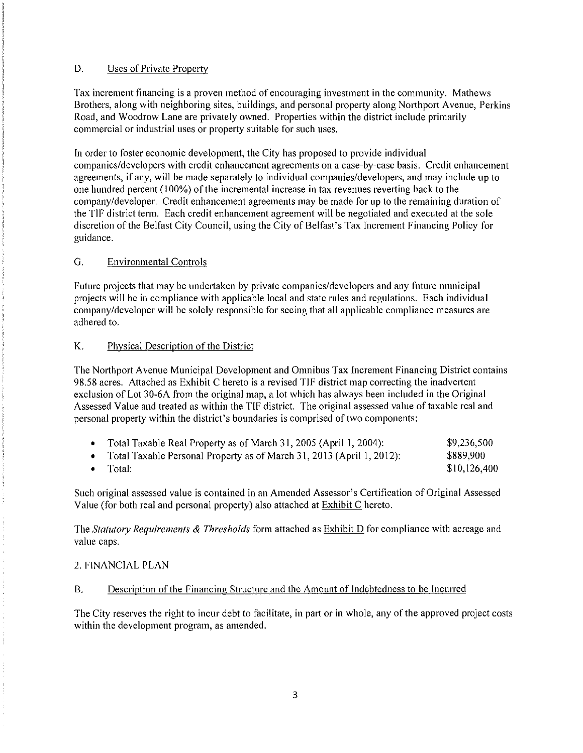## D. Uses of Private Property

Tax increment financing is a proven method of encouraging investment in the community. Mathews Brothers, along with neighboring sites, buildings, and personal property along Northport Avenue, Perkins Road, and Woodrow Lane are privately owned. Properties within the district include primarily commercial or industrial uses or property suitable for such uses.

In order to foster economic development, the City has proposed to provide individual companies/developers with credit enhancement agreements on a case-by-case basis. Credit enhancement agreements, if any, will be made separately to individual companies/developers, and may include up to one hundred percent (100%) of the incremental increase in tax revenues reverting back to the company/developer. Credit enhancement agreements may be made for up to the remaining duration of the TIF district term. Each credit enhancement agreement will be negotiated and executed at the sole discretion of the Belfast City Council, using the City of Belfast's Tax Increment Financing Policy for guidance.

## G. Environmental Controls

Future projects that may be undertaken by private companies/developers and any future municipal projects will be in compliance with applicable local and state rules and regulations. Each individual company/developer will be solely responsible for seeing that all applicable compliance measures are adhered to.

## K. Physical Description of the District

The Northport Avenue Municipal Development and Omnibus Tax Increment Financing District contains 98.58 acres. Attached as Exhibit C hereto is a revised TIF district map correcting the inadvertent exclusion of Lot 30-6A from the original map, a lot which has always been included in the Original Assessed Value and treated as within the TIF district. The original assessed value of taxable real and personal property within the district's boundaries is comprised of two components:

- Total Taxable Real Property as of March 31, 2005 (April 1, 2004): $9,236,500
- Total Taxable Personal Property as of March 31, 2013 (April 1, 2012): $889,900
- Total: $10,126,400

Such original assessed value is contained in an Amended Assessor's Certification of Original Assessed Value (for both real and personal property) also attached at Exhibit C hereto.

The *Statutory Requirements & Thresholds* form attached as Exhibit D for compliance with acreage and value caps.

# 2. FINANCIAL PLAN

## B. Description of the Financing Structure and the Amount of Indebtedness to be Incurred

The City reserves the right to incur debt to facilitate, in part or in whole, any of the approved project costs within the development program, as amended.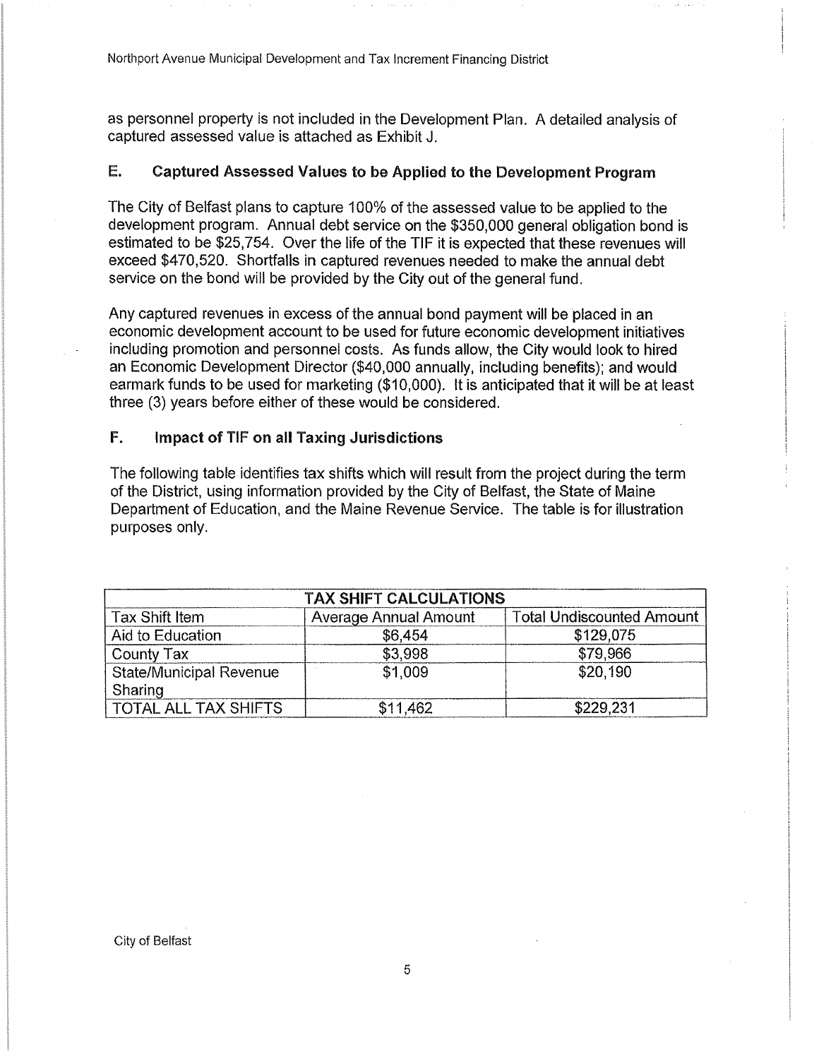as personnel property is not included in the Development Plan. A detailed analysis of captured assessed value is attached as Exhibit J.

## E. Captured Assessed Values to be Applied to the Development Program

The City of Belfast plans to capture 100% of the assessed value to be applied to the development program. Annual debt service on the $350,000 general obligation bond is estimated to be $25,754. Over the life of the TIF it is expected that these revenues will exceed $470,520. Shortfalls in captured revenues needed to make the annual debt service on the bond will be provided by the City out of the general fund.

Any captured revenues in excess of the annual bond payment will be placed in an economic development account to be used for future economic development initiatives including promotion and personnel costs. As funds allow, the City would look to hired an Economic Development Director ($40,000 annually, including benefits); and would earmark funds to be used for marketing ($10,000). It is anticipated that it will be at least three (3) years before either of these would be considered.

## F. Impact of TIF on all Taxing Jurisdictions

The following table identifies tax shifts which will result from the project during the term of the District, using information provided by the City of Belfast, the State of Maine Department of Education, and the Maine Revenue Service. The table is for illustration purposes only.

| TAX SHIFT CALCULATIONS | | |
|---|---|---|
| Tax Shift Item | Average Annual Amount | Total Undiscounted Amount |
| Aid to Education | $6,454 | $129,075 |
| County Tax | $3,998 | $79,966 |
| State/Municipal Revenue Sharing | $1,009 | $20,190 |
| TOTAL ALL TAX SHIFTS | $11,462 | $229,231 |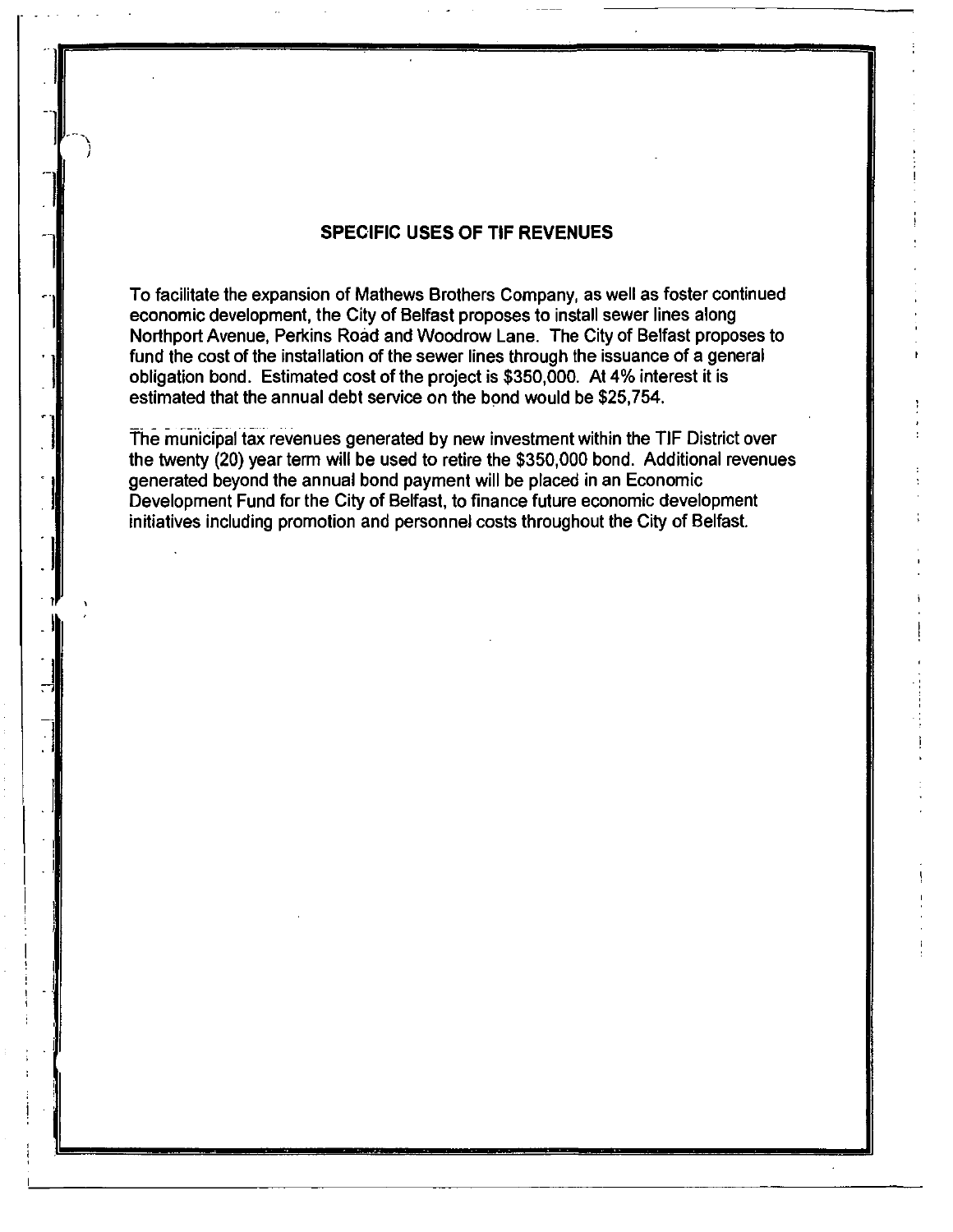## SPECIFIC USES OF TIF REVENUES

To facilitate the expansion of Mathews Brothers Company, as well as foster continued economic development, the City of Belfast proposes to install sewer lines along Northport Avenue, Perkins Road and Woodrow Lane. The City of Belfast proposes to fund the cost of the installation of the sewer lines through the issuance of a general obligation bond. Estimated cost of the project is $350,000. At 4% interest it is estimated that the annual debt service on the bond would be $25,754.

The municipal tax revenues generated by new investment within the TIF District over the twenty (20) year term will be used to retire the $350,000 bond. Additional revenues generated beyond the annual bond payment will be placed in an Economic Development Fund for the City of Belfast, to finance future economic development initiatives including promotion and personnel costs throughout the City of Belfast.